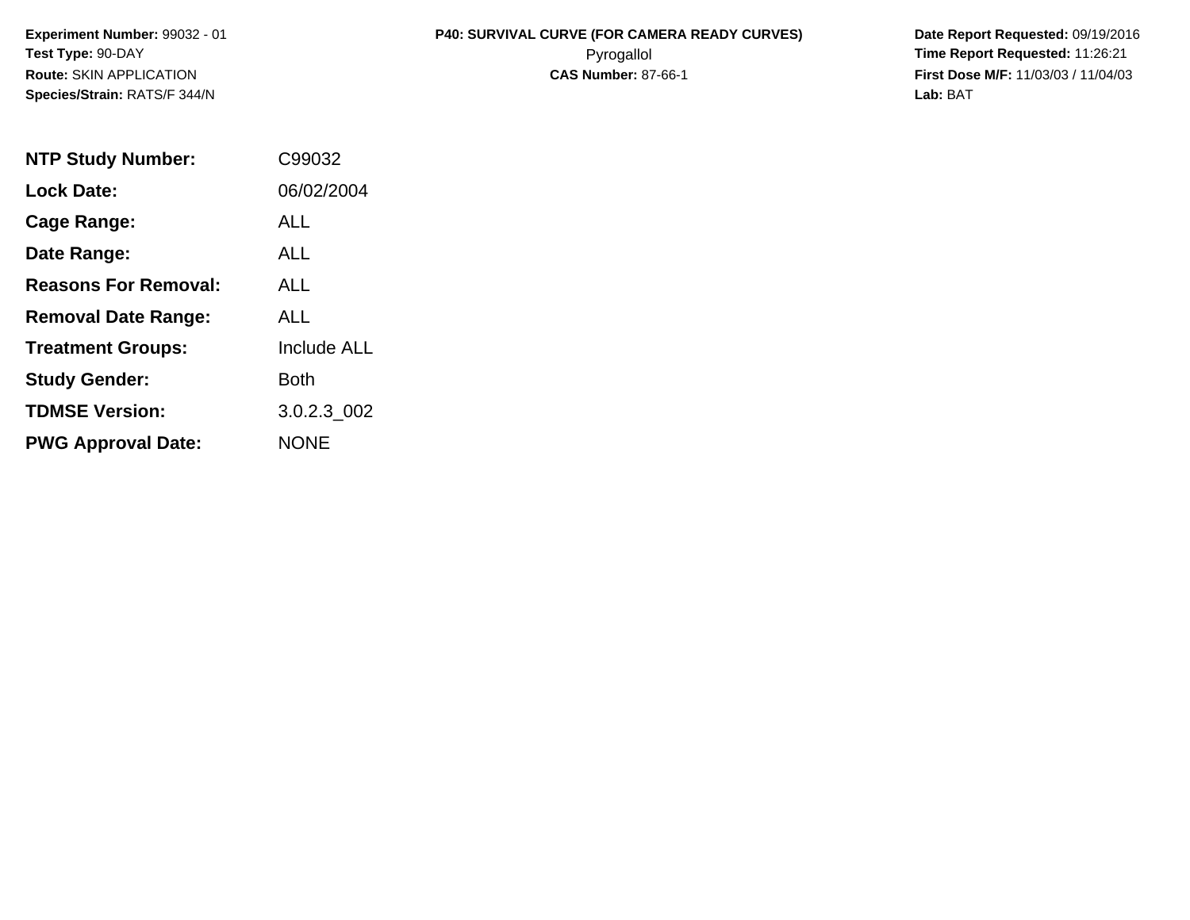**Experiment Number:** 99032 - 01
**Test Type:** 90-DAY
**Route:** SKIN APPLICATION
**Species/Strain:** RATS/F 344/N

**P40: SURVIVAL CURVE (FOR CAMERA READY CURVES)**
Pyrogallol
**CAS Number:** 87-66-1

**Date Report Requested:** 09/19/2016
**Time Report Requested:** 11:26:21
**First Dose M/F:** 11/03/03 / 11/04/03
**Lab:** BAT

| | |
|---|---|
| **NTP Study Number:** | C99032 |
| **Lock Date:** | 06/02/2004 |
| **Cage Range:** | ALL |
| **Date Range:** | ALL |
| **Reasons For Removal:** | ALL |
| **Removal Date Range:** | ALL |
| **Treatment Groups:** | Include ALL |
| **Study Gender:** | Both |
| **TDMSE Version:** | 3.0.2.3_002 |
| **PWG Approval Date:** | NONE |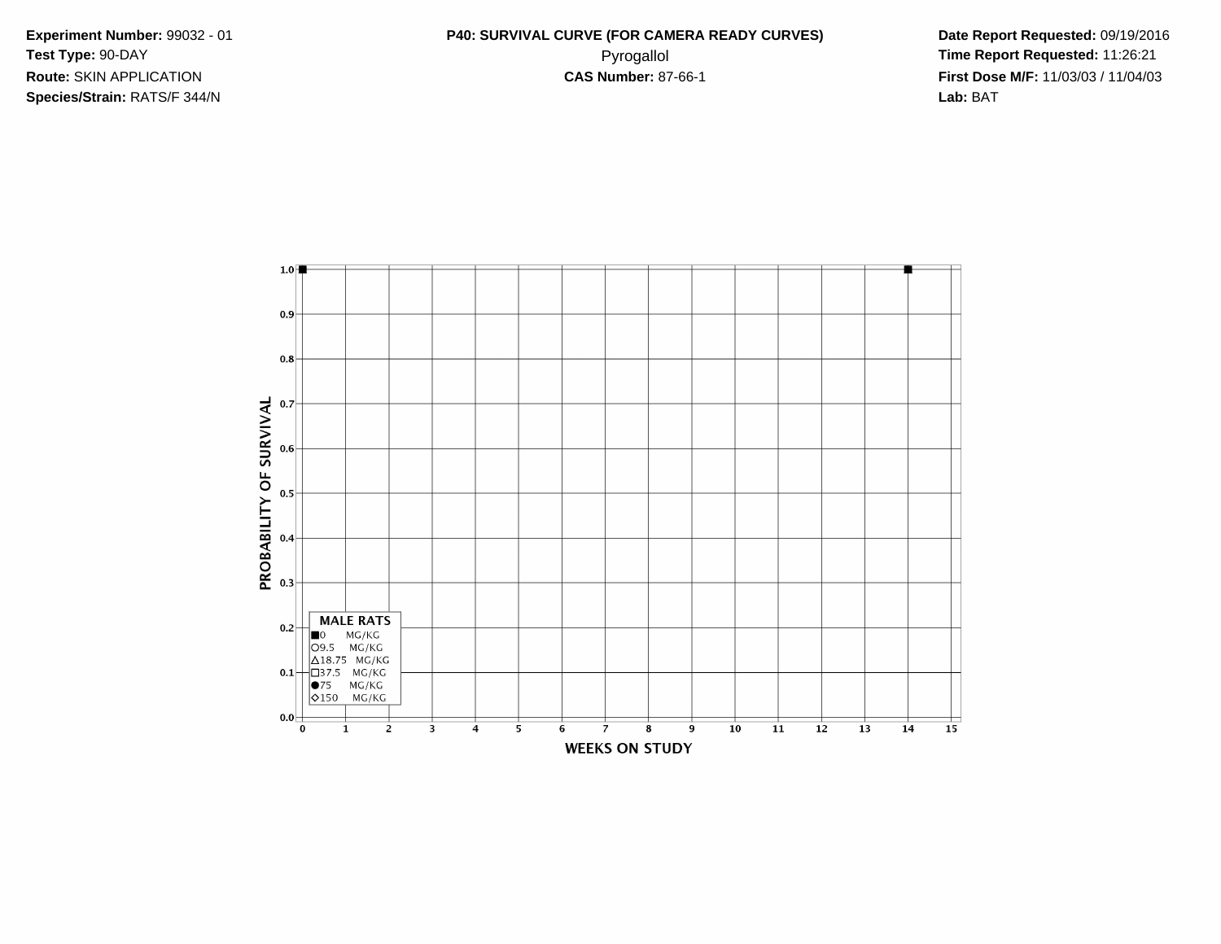**Experiment Number:** 99032 - 01
**Test Type:** 90-DAY
**Route:** SKIN APPLICATION
**Species/Strain:** RATS/F 344/N

**P40: SURVIVAL CURVE (FOR CAMERA READY CURVES)**
Pyrogallol
**CAS Number:** 87-66-1

**Date Report Requested:** 09/19/2016
**Time Report Requested:** 11:26:21
**First Dose M/F:** 11/03/03 / 11/04/03
**Lab:** BAT

PROBABILITY OF SURVIVAL

1.0
0.9
0.8
0.7
0.6
0.5
0.4
0.3
0.2
0.1
0.0

0 1 2 3 4 5 6 7 8 9 10 11 12 13 14 15

WEEKS ON STUDY

**MALE RATS**
■0 MG/KG
○9.5 MG/KG
△18.75 MG/KG
□37.5 MG/KG
●75 MG/KG
◇150 MG/KG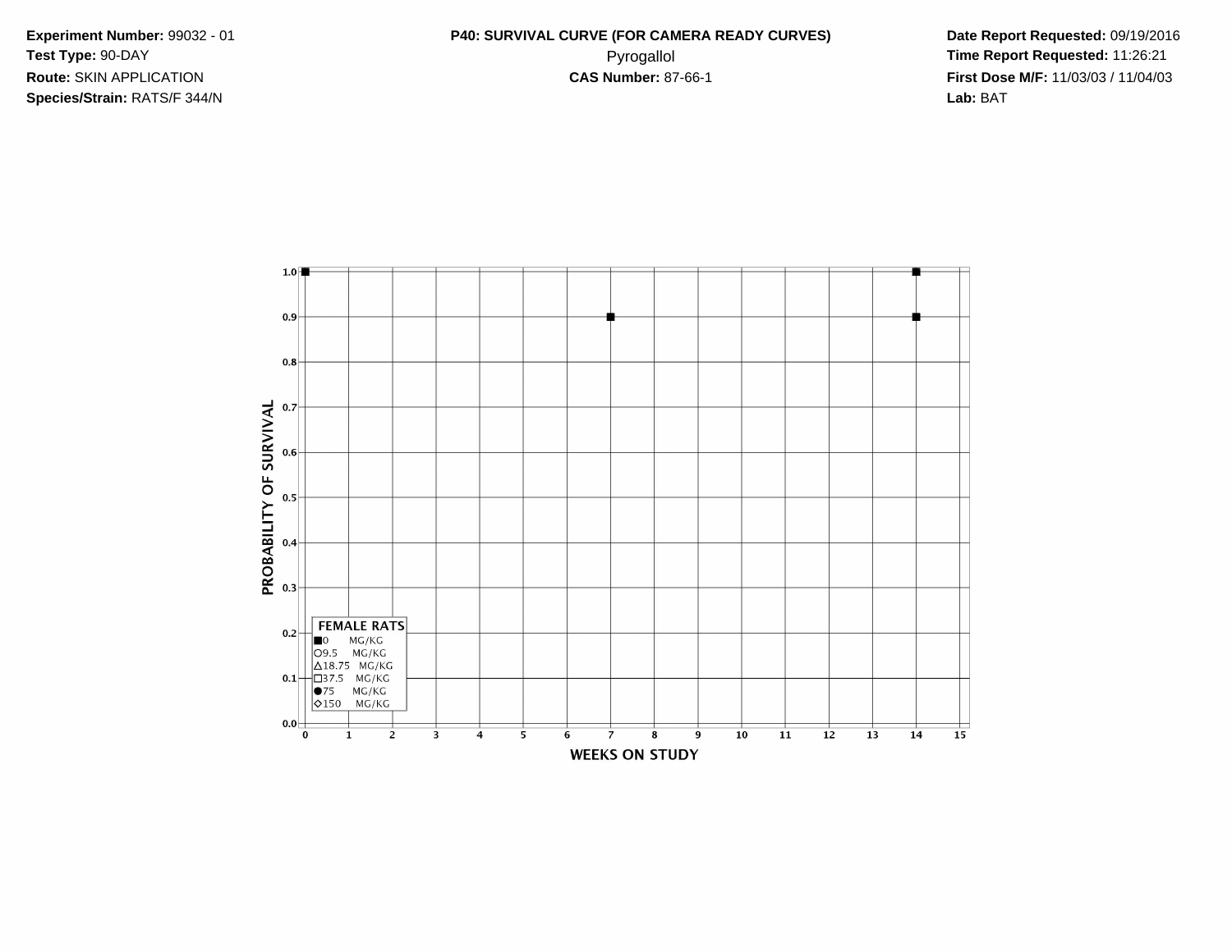**Experiment Number:** 99032 - 01
**Test Type:** 90-DAY
**Route:** SKIN APPLICATION
**Species/Strain:** RATS/F 344/N

**P40: SURVIVAL CURVE (FOR CAMERA READY CURVES)**
Pyrogallol
**CAS Number:** 87-66-1

**Date Report Requested:** 09/19/2016
**Time Report Requested:** 11:26:21
**First Dose M/F:** 11/03/03 / 11/04/03
**Lab:** BAT

PROBABILITY OF SURVIVAL

1.0
0.9
0.8
0.7
0.6
0.5
0.4
0.3
0.2
0.1
0.0

0 1 2 3 4 5 6 7 8 9 10 11 12 13 14 15

WEEKS ON STUDY

FEMALE RATS
■0 MG/KG
○9.5 MG/KG
△18.75 MG/KG
□37.5 MG/KG
●75 MG/KG
◇150 MG/KG